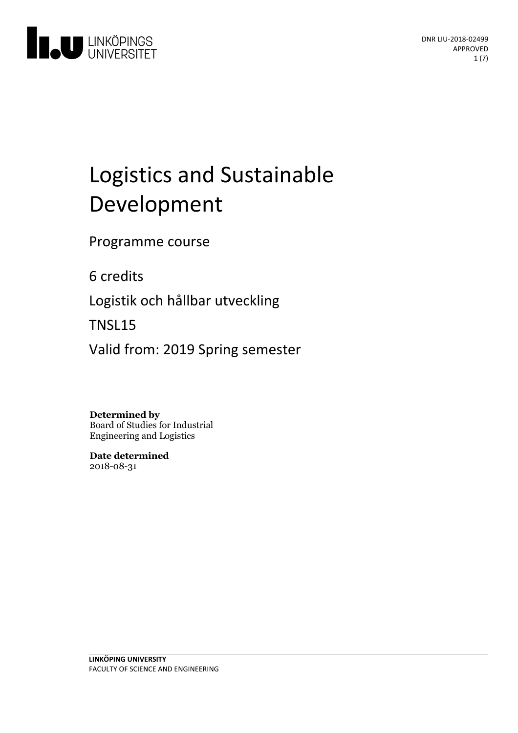DNR LIU-2018-02499
APPROVED

# Logistics and Sustainable Development

Programme course

6 credits

Logistik och hållbar utveckling

TNSL15

Valid from: 2019 Spring semester

**Determined by**
Board of Studies for Industrial Engineering and Logistics

**Date determined**
2018-08-31

LINKÖPING UNIVERSITY
FACULTY OF SCIENCE AND ENGINEERING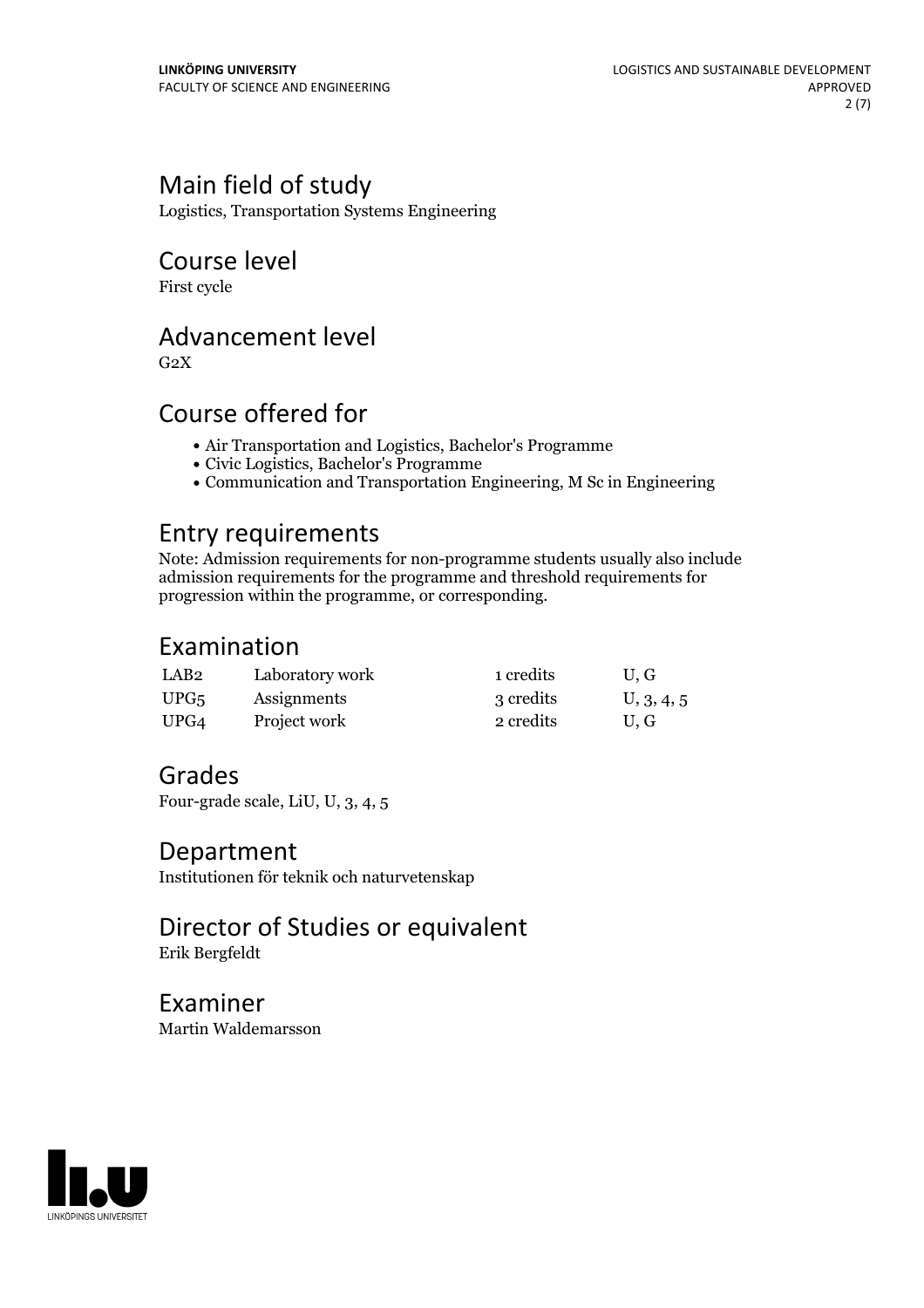## Main field of study

Logistics, Transportation Systems Engineering

## Course level

First cycle

## Advancement level

G2X

## Course offered for

- Air Transportation and Logistics, Bachelor's Programme
- Civic Logistics, Bachelor's Programme
- Communication and Transportation Engineering, M Sc in Engineering

## Entry requirements

Note: Admission requirements for non-programme students usually also include admission requirements for the programme and threshold requirements for progression within the programme, or corresponding.

## Examination

| | | | |
|---|---|---|---|
| LAB2 | Laboratory work | 1 credits | U, G |
| UPG5 | Assignments | 3 credits | U, 3, 4, 5 |
| UPG4 | Project work | 2 credits | U, G |

## Grades

Four-grade scale, LiU, U, 3, 4, 5

## Department

Institutionen för teknik och naturvetenskap

## Director of Studies or equivalent

Erik Bergfeldt

## Examiner

Martin Waldemarsson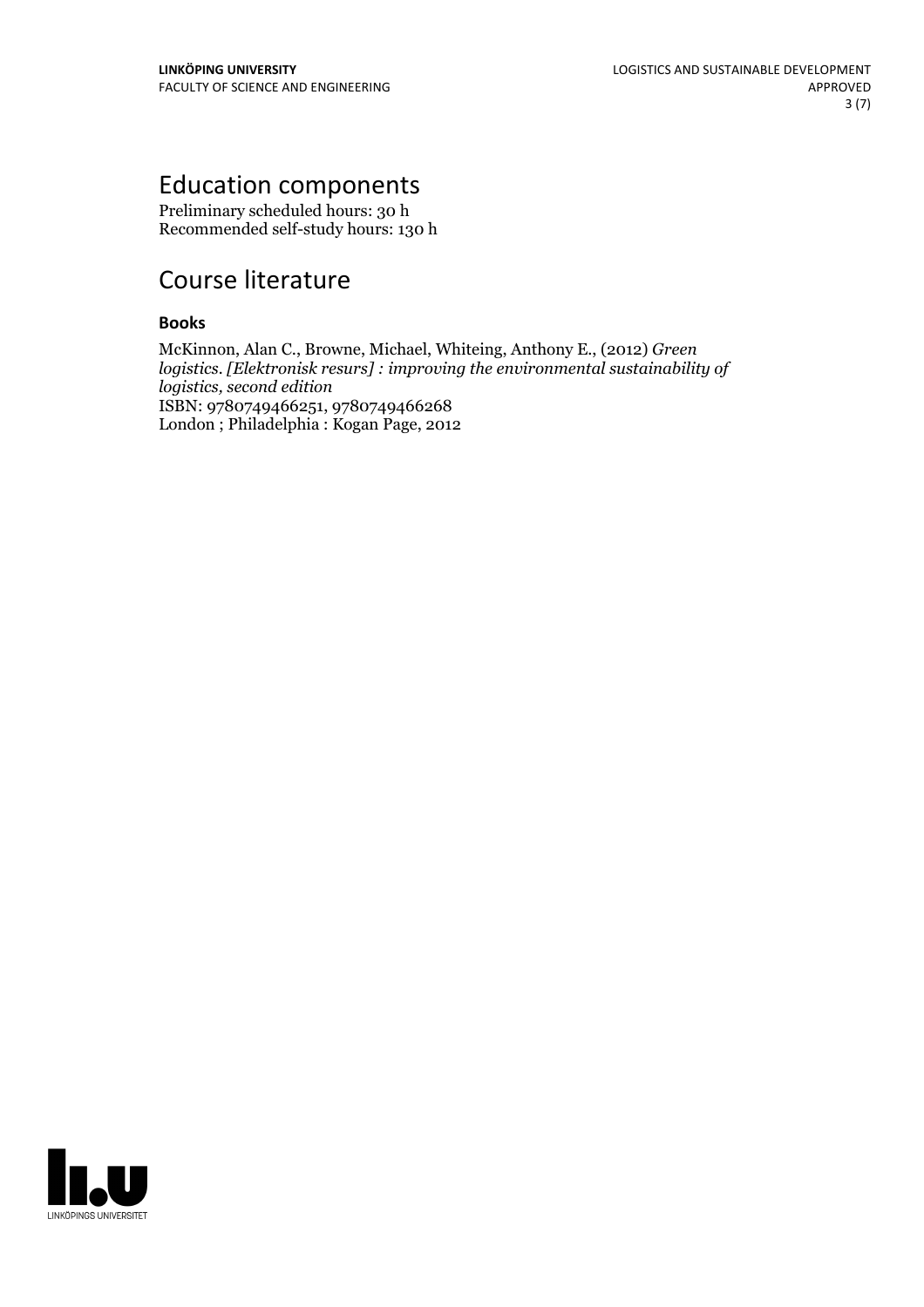# Education components

Preliminary scheduled hours: 30 h
Recommended self-study hours: 130 h

# Course literature

### Books

McKinnon, Alan C., Browne, Michael, Whiteing, Anthony E., (2012) *Green logistics. [Elektronisk resurs] : improving the environmental sustainability of logistics, second edition*
ISBN: 9780749466251, 9780749466268
London ; Philadelphia : Kogan Page, 2012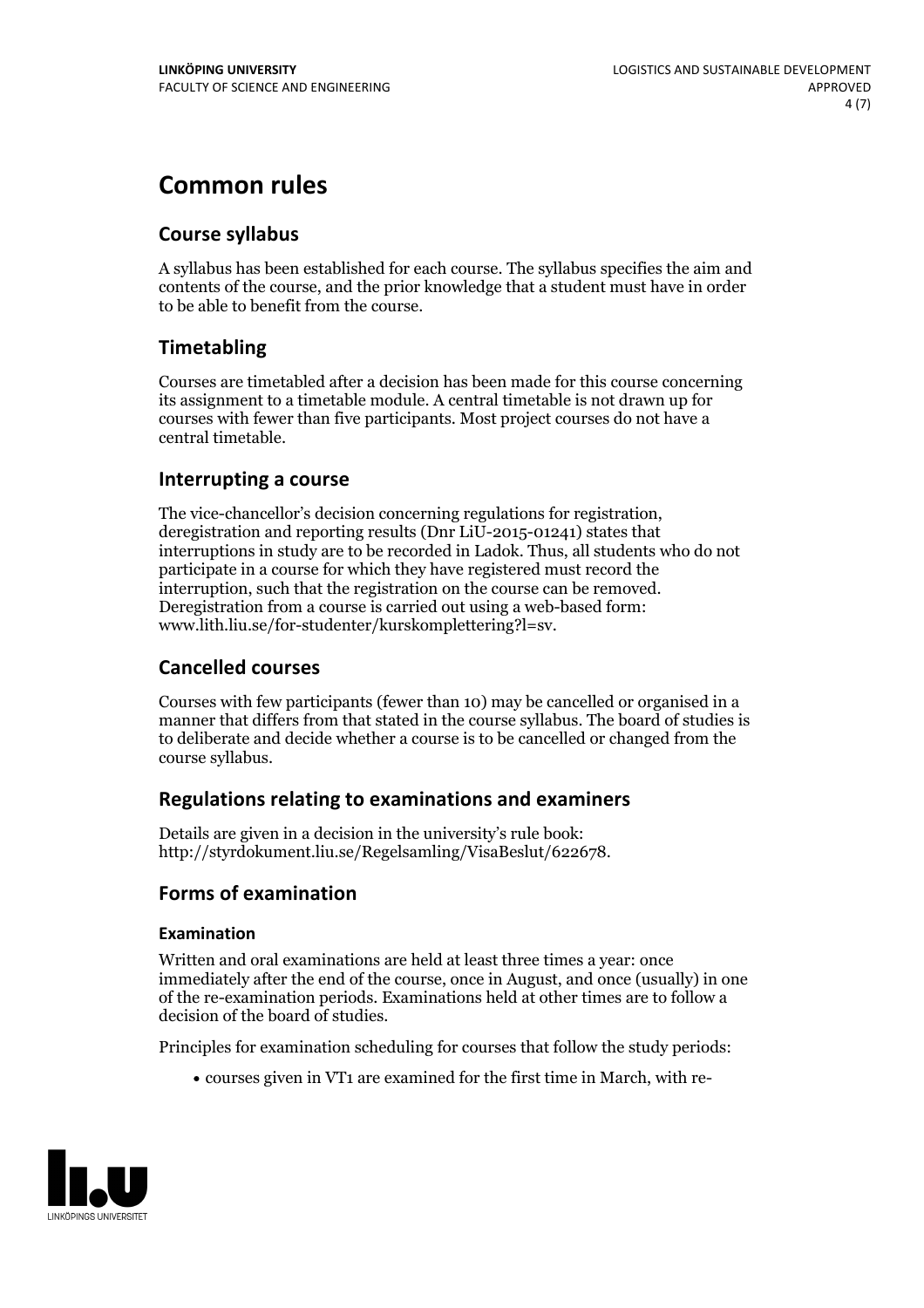# Common rules

## Course syllabus

A syllabus has been established for each course. The syllabus specifies the aim and contents of the course, and the prior knowledge that a student must have in order to be able to benefit from the course.

## Timetabling

Courses are timetabled after a decision has been made for this course concerning its assignment to a timetable module. A central timetable is not drawn up for courses with fewer than five participants. Most project courses do not have a central timetable.

## Interrupting a course

The vice-chancellor's decision concerning regulations for registration, deregistration and reporting results (Dnr LiU-2015-01241) states that interruptions in study are to be recorded in Ladok. Thus, all students who do not participate in a course for which they have registered must record the interruption, such that the registration on the course can be removed. Deregistration from a course is carried out using a web-based form: www.lith.liu.se/for-studenter/kurskomplettering?l=sv.

## Cancelled courses

Courses with few participants (fewer than 10) may be cancelled or organised in a manner that differs from that stated in the course syllabus. The board of studies is to deliberate and decide whether a course is to be cancelled or changed from the course syllabus.

## Regulations relating to examinations and examiners

Details are given in a decision in the university's rule book: http://styrdokument.liu.se/Regelsamling/VisaBeslut/622678.

## Forms of examination

### Examination

Written and oral examinations are held at least three times a year: once immediately after the end of the course, once in August, and once (usually) in one of the re-examination periods. Examinations held at other times are to follow a decision of the board of studies.

Principles for examination scheduling for courses that follow the study periods:

- courses given in VT1 are examined for the first time in March, with re-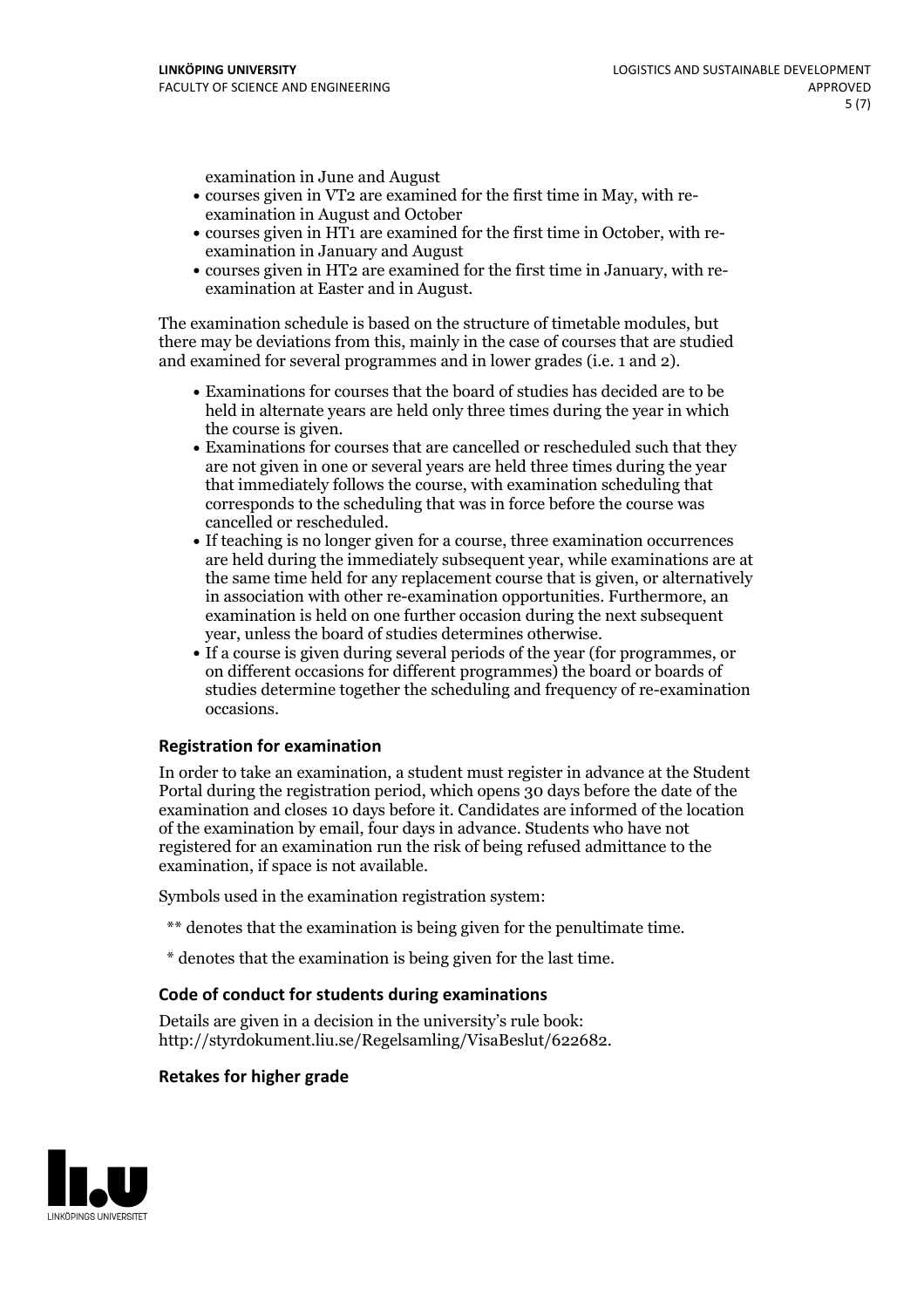examination in June and August

- courses given in VT2 are examined for the first time in May, with re-examination in August and October
- courses given in HT1 are examined for the first time in October, with re-examination in January and August
- courses given in HT2 are examined for the first time in January, with re-examination at Easter and in August.

The examination schedule is based on the structure of timetable modules, but there may be deviations from this, mainly in the case of courses that are studied and examined for several programmes and in lower grades (i.e. 1 and 2).

- Examinations for courses that the board of studies has decided are to be held in alternate years are held only three times during the year in which the course is given.
- Examinations for courses that are cancelled or rescheduled such that they are not given in one or several years are held three times during the year that immediately follows the course, with examination scheduling that corresponds to the scheduling that was in force before the course was cancelled or rescheduled.
- If teaching is no longer given for a course, three examination occurrences are held during the immediately subsequent year, while examinations are at the same time held for any replacement course that is given, or alternatively in association with other re-examination opportunities. Furthermore, an examination is held on one further occasion during the next subsequent year, unless the board of studies determines otherwise.
- If a course is given during several periods of the year (for programmes, or on different occasions for different programmes) the board or boards of studies determine together the scheduling and frequency of re-examination occasions.

### Registration for examination

In order to take an examination, a student must register in advance at the Student Portal during the registration period, which opens 30 days before the date of the examination and closes 10 days before it. Candidates are informed of the location of the examination by email, four days in advance. Students who have not registered for an examination run the risk of being refused admittance to the examination, if space is not available.

Symbols used in the examination registration system:

** denotes that the examination is being given for the penultimate time.

* denotes that the examination is being given for the last time.

### Code of conduct for students during examinations

Details are given in a decision in the university's rule book: http://styrdokument.liu.se/Regelsamling/VisaBeslut/622682.

### Retakes for higher grade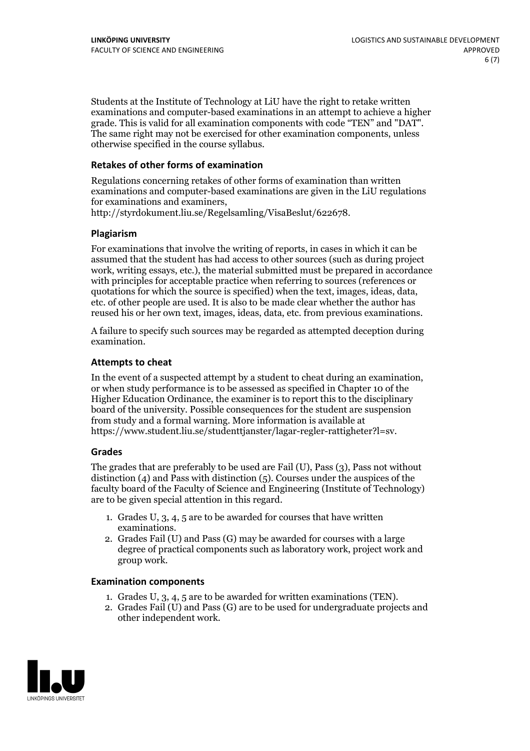Students at the Institute of Technology at LiU have the right to retake written examinations and computer-based examinations in an attempt to achieve a higher grade. This is valid for all examination components with code "TEN" and "DAT". The same right may not be exercised for other examination components, unless otherwise specified in the course syllabus.

### Retakes of other forms of examination

Regulations concerning retakes of other forms of examination than written examinations and computer-based examinations are given in the LiU regulations for examinations and examiners, http://styrdokument.liu.se/Regelsamling/VisaBeslut/622678.

### Plagiarism

For examinations that involve the writing of reports, in cases in which it can be assumed that the student has had access to other sources (such as during project work, writing essays, etc.), the material submitted must be prepared in accordance with principles for acceptable practice when referring to sources (references or quotations for which the source is specified) when the text, images, ideas, data, etc. of other people are used. It is also to be made clear whether the author has reused his or her own text, images, ideas, data, etc. from previous examinations.

A failure to specify such sources may be regarded as attempted deception during examination.

### Attempts to cheat

In the event of a suspected attempt by a student to cheat during an examination, or when study performance is to be assessed as specified in Chapter 10 of the Higher Education Ordinance, the examiner is to report this to the disciplinary board of the university. Possible consequences for the student are suspension from study and a formal warning. More information is available at https://www.student.liu.se/studenttjanster/lagar-regler-rattigheter?l=sv.

### Grades

The grades that are preferably to be used are Fail (U), Pass (3), Pass not without distinction (4) and Pass with distinction (5). Courses under the auspices of the faculty board of the Faculty of Science and Engineering (Institute of Technology) are to be given special attention in this regard.

1. Grades U, 3, 4, 5 are to be awarded for courses that have written examinations.
2. Grades Fail (U) and Pass (G) may be awarded for courses with a large degree of practical components such as laboratory work, project work and group work.

### Examination components

1. Grades U, 3, 4, 5 are to be awarded for written examinations (TEN).
2. Grades Fail (U) and Pass (G) are to be used for undergraduate projects and other independent work.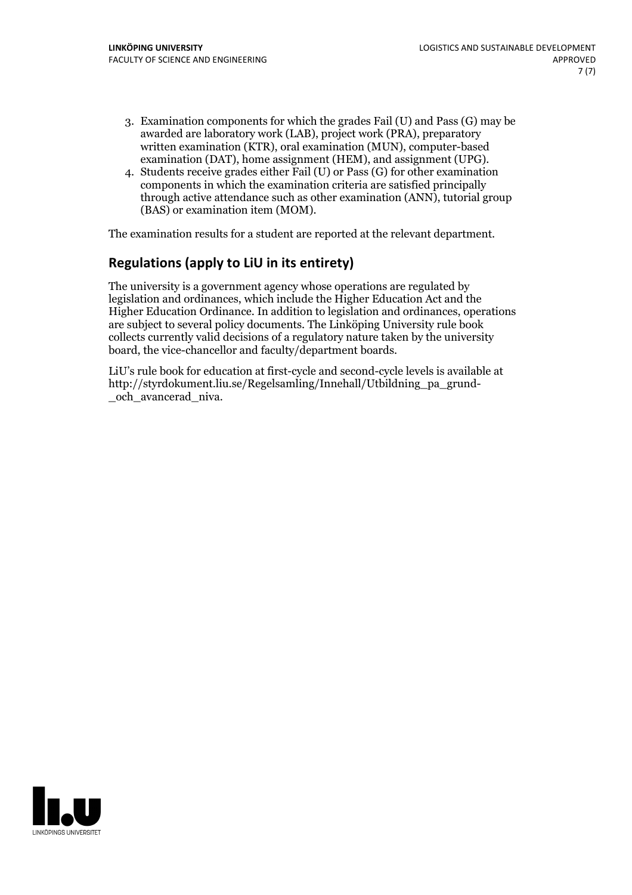3. Examination components for which the grades Fail (U) and Pass (G) may be awarded are laboratory work (LAB), project work (PRA), preparatory written examination (KTR), oral examination (MUN), computer-based examination (DAT), home assignment (HEM), and assignment (UPG).
4. Students receive grades either Fail (U) or Pass (G) for other examination components in which the examination criteria are satisfied principally through active attendance such as other examination (ANN), tutorial group (BAS) or examination item (MOM).

The examination results for a student are reported at the relevant department.

## Regulations (apply to LiU in its entirety)

The university is a government agency whose operations are regulated by legislation and ordinances, which include the Higher Education Act and the Higher Education Ordinance. In addition to legislation and ordinances, operations are subject to several policy documents. The Linköping University rule book collects currently valid decisions of a regulatory nature taken by the university board, the vice-chancellor and faculty/department boards.

LiU's rule book for education at first-cycle and second-cycle levels is available at http://styrdokument.liu.se/Regelsamling/Innehall/Utbildning_pa_grund-_och_avancerad_niva.